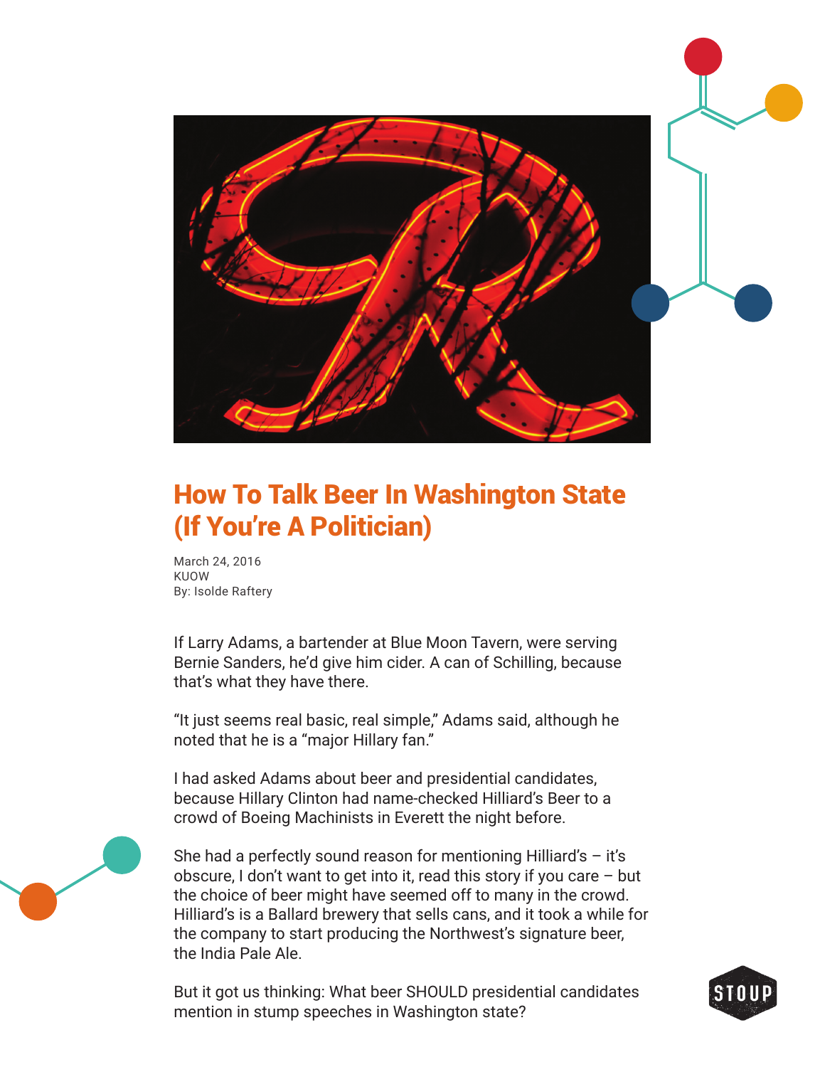# How To Talk Beer In Washington State (If You're A Politician)

March 24, 2016
KUOW
By: Isolde Raftery

If Larry Adams, a bartender at Blue Moon Tavern, were serving Bernie Sanders, he'd give him cider. A can of Schilling, because that's what they have there.

"It just seems real basic, real simple," Adams said, although he noted that he is a "major Hillary fan."

I had asked Adams about beer and presidential candidates, because Hillary Clinton had name-checked Hilliard's Beer to a crowd of Boeing Machinists in Everett the night before.

She had a perfectly sound reason for mentioning Hilliard's – it's obscure, I don't want to get into it, read this story if you care – but the choice of beer might have seemed off to many in the crowd. Hilliard's is a Ballard brewery that sells cans, and it took a while for the company to start producing the Northwest's signature beer, the India Pale Ale.

But it got us thinking: What beer SHOULD presidential candidates mention in stump speeches in Washington state?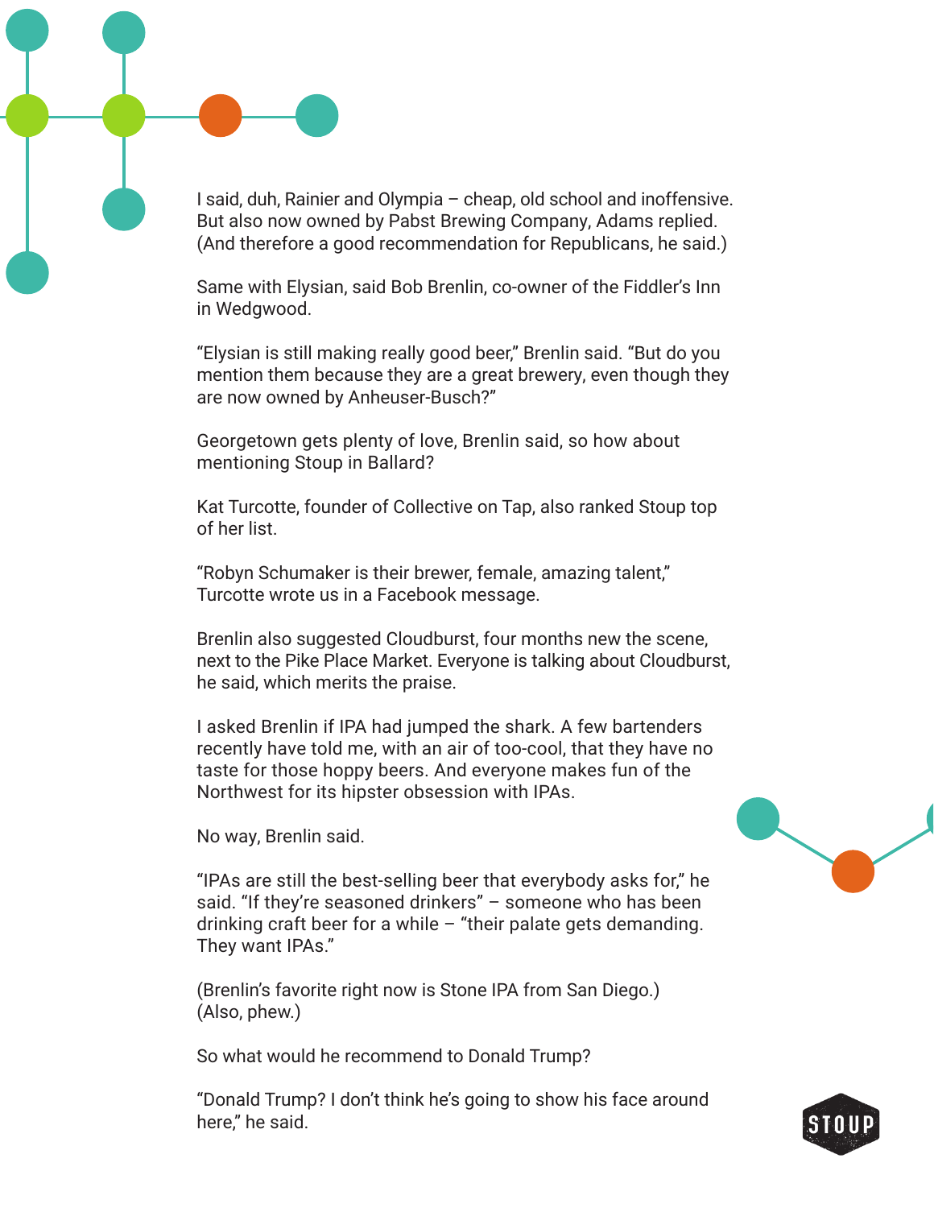I said, duh, Rainier and Olympia – cheap, old school and inoffensive. But also now owned by Pabst Brewing Company, Adams replied. (And therefore a good recommendation for Republicans, he said.)

Same with Elysian, said Bob Brenlin, co-owner of the Fiddler's Inn in Wedgwood.

"Elysian is still making really good beer," Brenlin said. "But do you mention them because they are a great brewery, even though they are now owned by Anheuser-Busch?"

Georgetown gets plenty of love, Brenlin said, so how about mentioning Stoup in Ballard?

Kat Turcotte, founder of Collective on Tap, also ranked Stoup top of her list.

"Robyn Schumaker is their brewer, female, amazing talent," Turcotte wrote us in a Facebook message.

Brenlin also suggested Cloudburst, four months new the scene, next to the Pike Place Market. Everyone is talking about Cloudburst, he said, which merits the praise.

I asked Brenlin if IPA had jumped the shark. A few bartenders recently have told me, with an air of too-cool, that they have no taste for those hoppy beers. And everyone makes fun of the Northwest for its hipster obsession with IPAs.

No way, Brenlin said.

"IPAs are still the best-selling beer that everybody asks for," he said. "If they're seasoned drinkers" – someone who has been drinking craft beer for a while – "their palate gets demanding. They want IPAs."

(Brenlin's favorite right now is Stone IPA from San Diego.)
(Also, phew.)

So what would he recommend to Donald Trump?

"Donald Trump? I don't think he's going to show his face around here," he said.